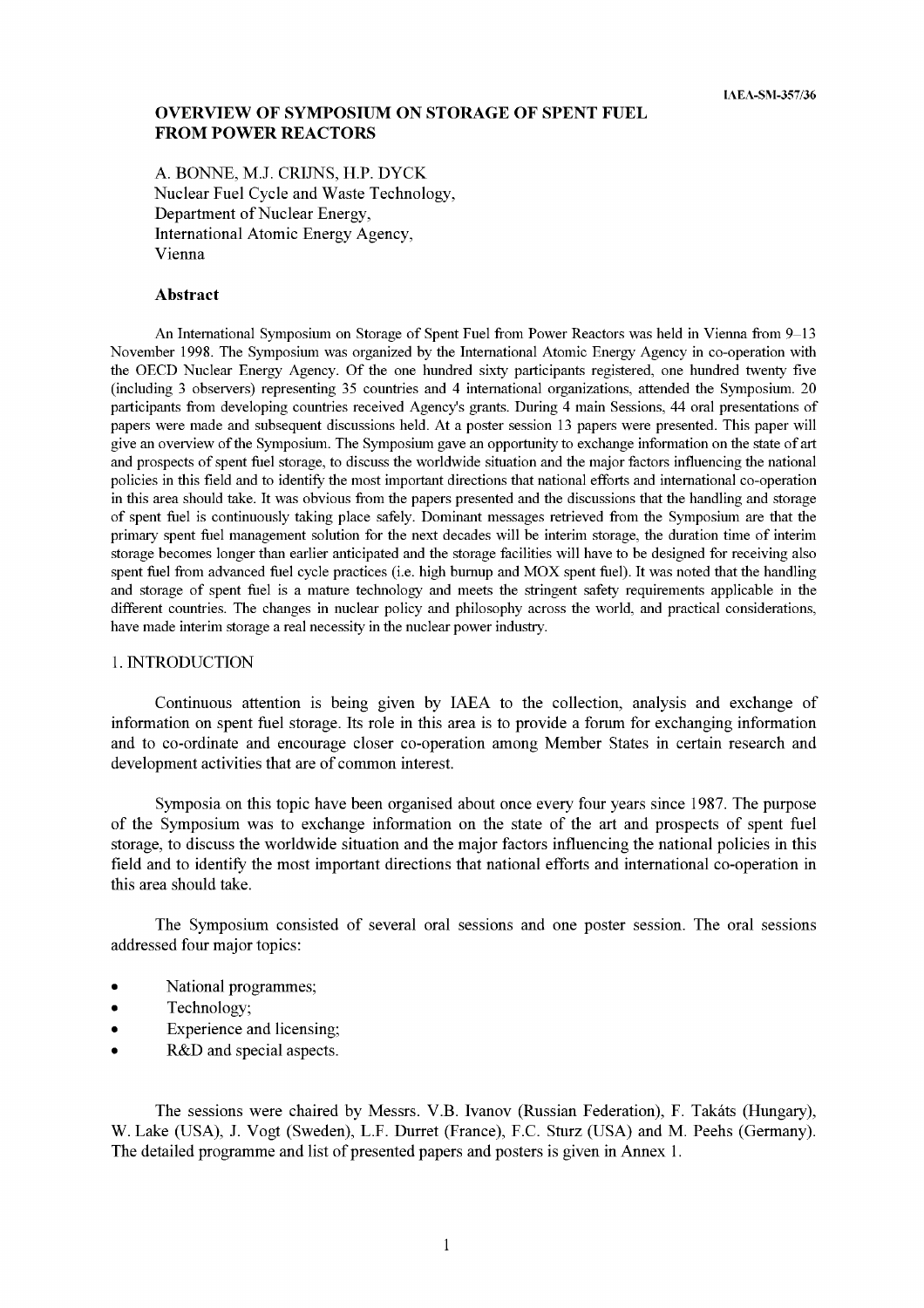IAEA-SM-357/36

# OVERVIEW OF SYMPOSIUM ON STORAGE OF SPENT FUEL FROM POWER REACTORS

A. BONNE, M.J. CRIJNS, H.P. DYCK
Nuclear Fuel Cycle and Waste Technology,
Department of Nuclear Energy,
International Atomic Energy Agency,
Vienna

### Abstract

An International Symposium on Storage of Spent Fuel from Power Reactors was held in Vienna from 9–13 November 1998. The Symposium was organized by the International Atomic Energy Agency in co-operation with the OECD Nuclear Energy Agency. Of the one hundred sixty participants registered, one hundred twenty five (including 3 observers) representing 35 countries and 4 international organizations, attended the Symposium. 20 participants from developing countries received Agency's grants. During 4 main Sessions, 44 oral presentations of papers were made and subsequent discussions held. At a poster session 13 papers were presented. This paper will give an overview of the Symposium. The Symposium gave an opportunity to exchange information on the state of art and prospects of spent fuel storage, to discuss the worldwide situation and the major factors influencing the national policies in this field and to identify the most important directions that national efforts and international co-operation in this area should take. It was obvious from the papers presented and the discussions that the handling and storage of spent fuel is continuously taking place safely. Dominant messages retrieved from the Symposium are that the primary spent fuel management solution for the next decades will be interim storage, the duration time of interim storage becomes longer than earlier anticipated and the storage facilities will have to be designed for receiving also spent fuel from advanced fuel cycle practices (i.e. high burnup and MOX spent fuel). It was noted that the handling and storage of spent fuel is a mature technology and meets the stringent safety requirements applicable in the different countries. The changes in nuclear policy and philosophy across the world, and practical considerations, have made interim storage a real necessity in the nuclear power industry.

## 1. INTRODUCTION

Continuous attention is being given by IAEA to the collection, analysis and exchange of information on spent fuel storage. Its role in this area is to provide a forum for exchanging information and to co-ordinate and encourage closer co-operation among Member States in certain research and development activities that are of common interest.

Symposia on this topic have been organised about once every four years since 1987. The purpose of the Symposium was to exchange information on the state of the art and prospects of spent fuel storage, to discuss the worldwide situation and the major factors influencing the national policies in this field and to identify the most important directions that national efforts and international co-operation in this area should take.

The Symposium consisted of several oral sessions and one poster session. The oral sessions addressed four major topics:

- National programmes;
- Technology;
- Experience and licensing;
- R&D and special aspects.

The sessions were chaired by Messrs. V.B. Ivanov (Russian Federation), F. Takáts (Hungary), W. Lake (USA), J. Vogt (Sweden), L.F. Durret (France), F.C. Sturz (USA) and M. Peehs (Germany). The detailed programme and list of presented papers and posters is given in Annex 1.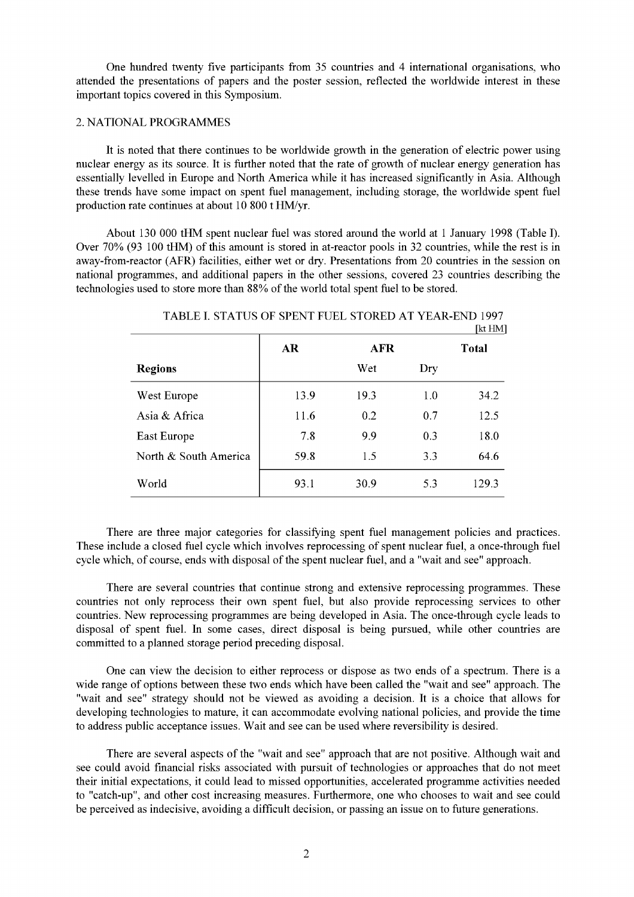One hundred twenty five participants from 35 countries and 4 international organisations, who attended the presentations of papers and the poster session, reflected the worldwide interest in these important topics covered in this Symposium.

## 2. NATIONAL PROGRAMMES

It is noted that there continues to be worldwide growth in the generation of electric power using nuclear energy as its source. It is further noted that the rate of growth of nuclear energy generation has essentially levelled in Europe and North America while it has increased significantly in Asia. Although these trends have some impact on spent fuel management, including storage, the worldwide spent fuel production rate continues at about 10 800 t HM/yr.

About 130 000 tHM spent nuclear fuel was stored around the world at 1 January 1998 (Table I). Over 70% (93 100 tHM) of this amount is stored in at-reactor pools in 32 countries, while the rest is in away-from-reactor (AFR) facilities, either wet or dry. Presentations from 20 countries in the session on national programmes, and additional papers in the other sessions, covered 23 countries describing the technologies used to store more than 88% of the world total spent fuel to be stored.

TABLE I. STATUS OF SPENT FUEL STORED AT YEAR-END 1997

[kt HM]

| | AR | AFR | | Total |
|---|---|---|---|---|
| Regions | | Wet | Dry | |
| West Europe | 13.9 | 19.3 | 1.0 | 34.2 |
| Asia & Africa | 11.6 | 0.2 | 0.7 | 12.5 |
| East Europe | 7.8 | 9.9 | 0.3 | 18.0 |
| North & South America | 59.8 | 1.5 | 3.3 | 64.6 |
| World | 93.1 | 30.9 | 5.3 | 129.3 |

There are three major categories for classifying spent fuel management policies and practices. These include a closed fuel cycle which involves reprocessing of spent nuclear fuel, a once-through fuel cycle which, of course, ends with disposal of the spent nuclear fuel, and a "wait and see" approach.

There are several countries that continue strong and extensive reprocessing programmes. These countries not only reprocess their own spent fuel, but also provide reprocessing services to other countries. New reprocessing programmes are being developed in Asia. The once-through cycle leads to disposal of spent fuel. In some cases, direct disposal is being pursued, while other countries are committed to a planned storage period preceding disposal.

One can view the decision to either reprocess or dispose as two ends of a spectrum. There is a wide range of options between these two ends which have been called the "wait and see" approach. The "wait and see" strategy should not be viewed as avoiding a decision. It is a choice that allows for developing technologies to mature, it can accommodate evolving national policies, and provide the time to address public acceptance issues. Wait and see can be used where reversibility is desired.

There are several aspects of the "wait and see" approach that are not positive. Although wait and see could avoid financial risks associated with pursuit of technologies or approaches that do not meet their initial expectations, it could lead to missed opportunities, accelerated programme activities needed to "catch-up", and other cost increasing measures. Furthermore, one who chooses to wait and see could be perceived as indecisive, avoiding a difficult decision, or passing an issue on to future generations.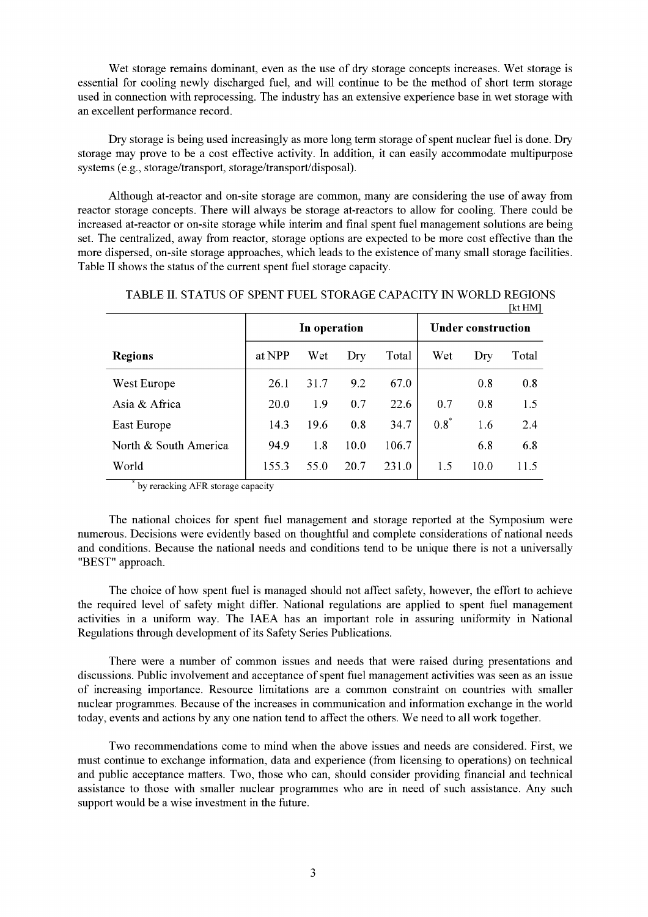Wet storage remains dominant, even as the use of dry storage concepts increases. Wet storage is essential for cooling newly discharged fuel, and will continue to be the method of short term storage used in connection with reprocessing. The industry has an extensive experience base in wet storage with an excellent performance record.

Dry storage is being used increasingly as more long term storage of spent nuclear fuel is done. Dry storage may prove to be a cost effective activity. In addition, it can easily accommodate multipurpose systems (e.g., storage/transport, storage/transport/disposal).

Although at-reactor and on-site storage are common, many are considering the use of away from reactor storage concepts. There will always be storage at-reactors to allow for cooling. There could be increased at-reactor or on-site storage while interim and final spent fuel management solutions are being set. The centralized, away from reactor, storage options are expected to be more cost effective than the more dispersed, on-site storage approaches, which leads to the existence of many small storage facilities. Table II shows the status of the current spent fuel storage capacity.

TABLE II. STATUS OF SPENT FUEL STORAGE CAPACITY IN WORLD REGIONS [kt HM]

| | In operation | | | | Under construction | | |
|---|---|---|---|---|---|---|---|
| **Regions** | at NPP | Wet | Dry | Total | Wet | Dry | Total |
| West Europe | 26.1 | 31.7 | 9.2 | 67.0 | | 0.8 | 0.8 |
| Asia & Africa | 20.0 | 1.9 | 0.7 | 22.6 | 0.7 | 0.8 | 1.5 |
| East Europe | 14.3 | 19.6 | 0.8 | 34.7 | 0.8* | 1.6 | 2.4 |
| North & South America | 94.9 | 1.8 | 10.0 | 106.7 | | 6.8 | 6.8 |
| World | 155.3 | 55.0 | 20.7 | 231.0 | 1.5 | 10.0 | 11.5 |

* by reracking AFR storage capacity

The national choices for spent fuel management and storage reported at the Symposium were numerous. Decisions were evidently based on thoughtful and complete considerations of national needs and conditions. Because the national needs and conditions tend to be unique there is not a universally "BEST" approach.

The choice of how spent fuel is managed should not affect safety, however, the effort to achieve the required level of safety might differ. National regulations are applied to spent fuel management activities in a uniform way. The IAEA has an important role in assuring uniformity in National Regulations through development of its Safety Series Publications.

There were a number of common issues and needs that were raised during presentations and discussions. Public involvement and acceptance of spent fuel management activities was seen as an issue of increasing importance. Resource limitations are a common constraint on countries with smaller nuclear programmes. Because of the increases in communication and information exchange in the world today, events and actions by any one nation tend to affect the others. We need to all work together.

Two recommendations come to mind when the above issues and needs are considered. First, we must continue to exchange information, data and experience (from licensing to operations) on technical and public acceptance matters. Two, those who can, should consider providing financial and technical assistance to those with smaller nuclear programmes who are in need of such assistance. Any such support would be a wise investment in the future.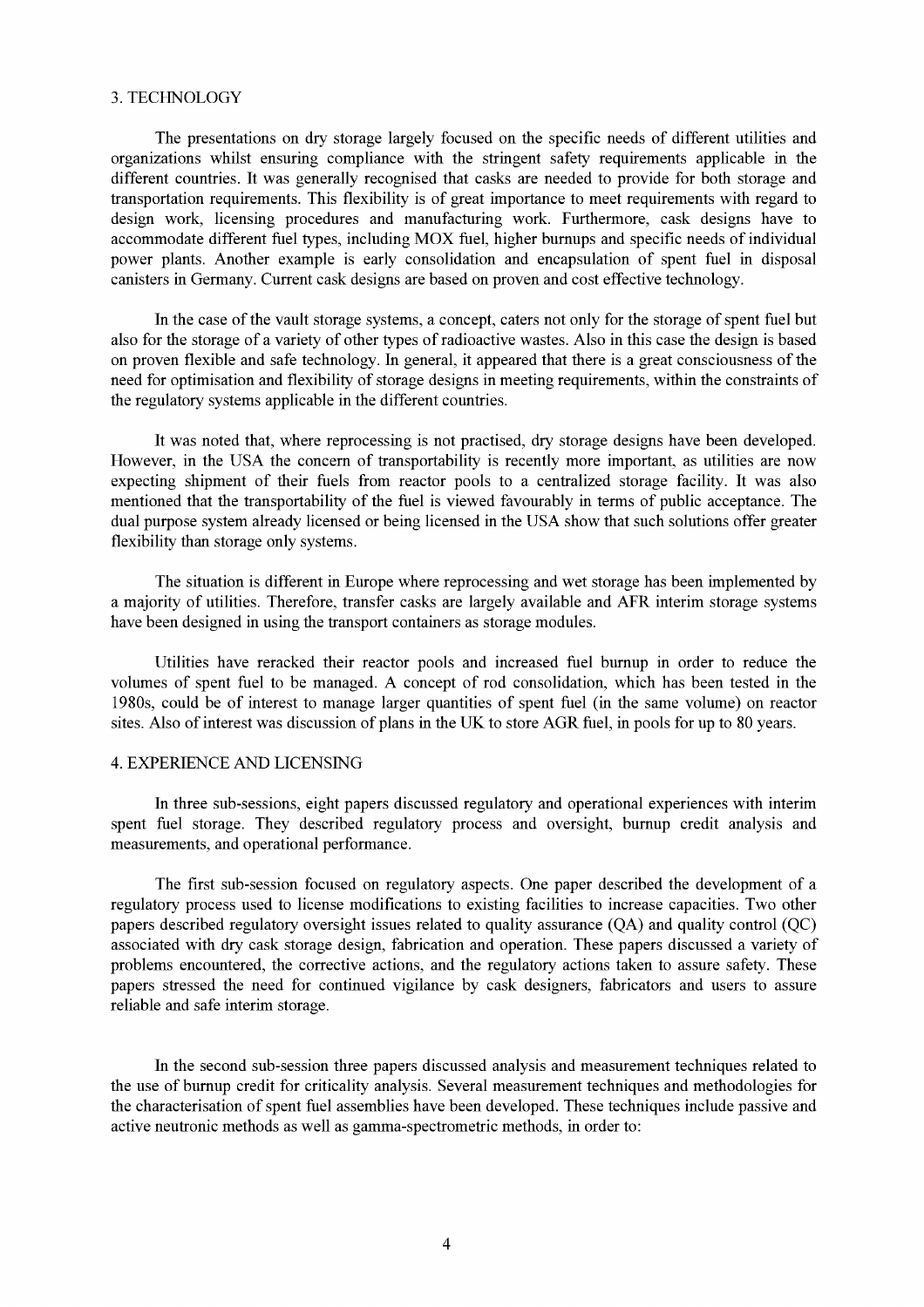## 3. TECHNOLOGY

The presentations on dry storage largely focused on the specific needs of different utilities and organizations whilst ensuring compliance with the stringent safety requirements applicable in the different countries. It was generally recognised that casks are needed to provide for both storage and transportation requirements. This flexibility is of great importance to meet requirements with regard to design work, licensing procedures and manufacturing work. Furthermore, cask designs have to accommodate different fuel types, including MOX fuel, higher burnups and specific needs of individual power plants. Another example is early consolidation and encapsulation of spent fuel in disposal canisters in Germany. Current cask designs are based on proven and cost effective technology.

In the case of the vault storage systems, a concept, caters not only for the storage of spent fuel but also for the storage of a variety of other types of radioactive wastes. Also in this case the design is based on proven flexible and safe technology. In general, it appeared that there is a great consciousness of the need for optimisation and flexibility of storage designs in meeting requirements, within the constraints of the regulatory systems applicable in the different countries.

It was noted that, where reprocessing is not practised, dry storage designs have been developed. However, in the USA the concern of transportability is recently more important, as utilities are now expecting shipment of their fuels from reactor pools to a centralized storage facility. It was also mentioned that the transportability of the fuel is viewed favourably in terms of public acceptance. The dual purpose system already licensed or being licensed in the USA show that such solutions offer greater flexibility than storage only systems.

The situation is different in Europe where reprocessing and wet storage has been implemented by a majority of utilities. Therefore, transfer casks are largely available and AFR interim storage systems have been designed in using the transport containers as storage modules.

Utilities have reracked their reactor pools and increased fuel burnup in order to reduce the volumes of spent fuel to be managed. A concept of rod consolidation, which has been tested in the 1980s, could be of interest to manage larger quantities of spent fuel (in the same volume) on reactor sites. Also of interest was discussion of plans in the UK to store AGR fuel, in pools for up to 80 years.

## 4. EXPERIENCE AND LICENSING

In three sub-sessions, eight papers discussed regulatory and operational experiences with interim spent fuel storage. They described regulatory process and oversight, burnup credit analysis and measurements, and operational performance.

The first sub-session focused on regulatory aspects. One paper described the development of a regulatory process used to license modifications to existing facilities to increase capacities. Two other papers described regulatory oversight issues related to quality assurance (QA) and quality control (QC) associated with dry cask storage design, fabrication and operation. These papers discussed a variety of problems encountered, the corrective actions, and the regulatory actions taken to assure safety. These papers stressed the need for continued vigilance by cask designers, fabricators and users to assure reliable and safe interim storage.

In the second sub-session three papers discussed analysis and measurement techniques related to the use of burnup credit for criticality analysis. Several measurement techniques and methodologies for the characterisation of spent fuel assemblies have been developed. These techniques include passive and active neutronic methods as well as gamma-spectrometric methods, in order to: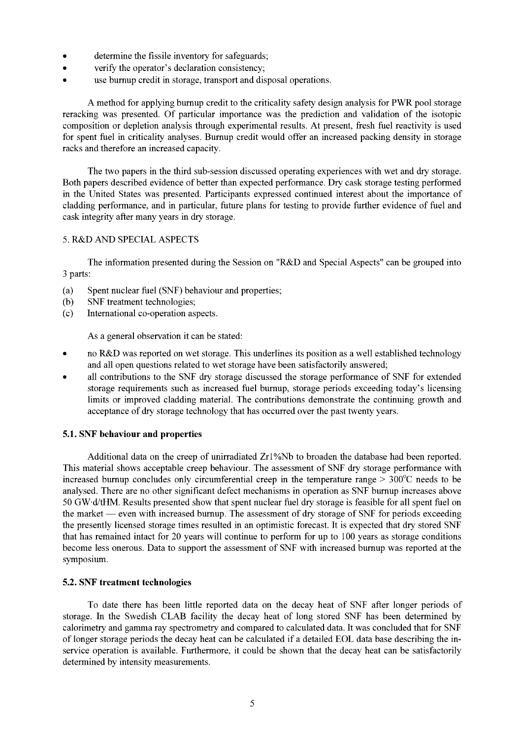- determine the fissile inventory for safeguards;
- verify the operator's declaration consistency;
- use burnup credit in storage, transport and disposal operations.

A method for applying burnup credit to the criticality safety design analysis for PWR pool storage reracking was presented. Of particular importance was the prediction and validation of the isotopic composition or depletion analysis through experimental results. At present, fresh fuel reactivity is used for spent fuel in criticality analyses. Burnup credit would offer an increased packing density in storage racks and therefore an increased capacity.

The two papers in the third sub-session discussed operating experiences with wet and dry storage. Both papers described evidence of better than expected performance. Dry cask storage testing performed in the United States was presented. Participants expressed continued interest about the importance of cladding performance, and in particular, future plans for testing to provide further evidence of fuel and cask integrity after many years in dry storage.

## 5. R&D AND SPECIAL ASPECTS

The information presented during the Session on "R&D and Special Aspects" can be grouped into 3 parts:

(a) Spent nuclear fuel (SNF) behaviour and properties;
(b) SNF treatment technologies;
(c) International co-operation aspects.

As a general observation it can be stated:

- no R&D was reported on wet storage. This underlines its position as a well established technology and all open questions related to wet storage have been satisfactorily answered;
- all contributions to the SNF dry storage discussed the storage performance of SNF for extended storage requirements such as increased fuel burnup, storage periods exceeding today's licensing limits or improved cladding material. The contributions demonstrate the continuing growth and acceptance of dry storage technology that has occurred over the past twenty years.

### 5.1. SNF behaviour and properties

Additional data on the creep of unirradiated Zr1%Nb to broaden the database had been reported. This material shows acceptable creep behaviour. The assessment of SNF dry storage performance with increased burnup concludes only circumferential creep in the temperature range > 300°C needs to be analysed. There are no other significant defect mechanisms in operation as SNF burnup increases above 50 GW·d/tHM. Results presented show that spent nuclear fuel dry storage is feasible for all spent fuel on the market — even with increased burnup. The assessment of dry storage of SNF for periods exceeding the presently licensed storage times resulted in an optimistic forecast. It is expected that dry stored SNF that has remained intact for 20 years will continue to perform for up to 100 years as storage conditions become less onerous. Data to support the assessment of SNF with increased burnup was reported at the symposium.

### 5.2. SNF treatment technologies

To date there has been little reported data on the decay heat of SNF after longer periods of storage. In the Swedish CLAB facility the decay heat of long stored SNF has been determined by calorimetry and gamma ray spectrometry and compared to calculated data. It was concluded that for SNF of longer storage periods the decay heat can be calculated if a detailed EOL data base describing the in-service operation is available. Furthermore, it could be shown that the decay heat can be satisfactorily determined by intensity measurements.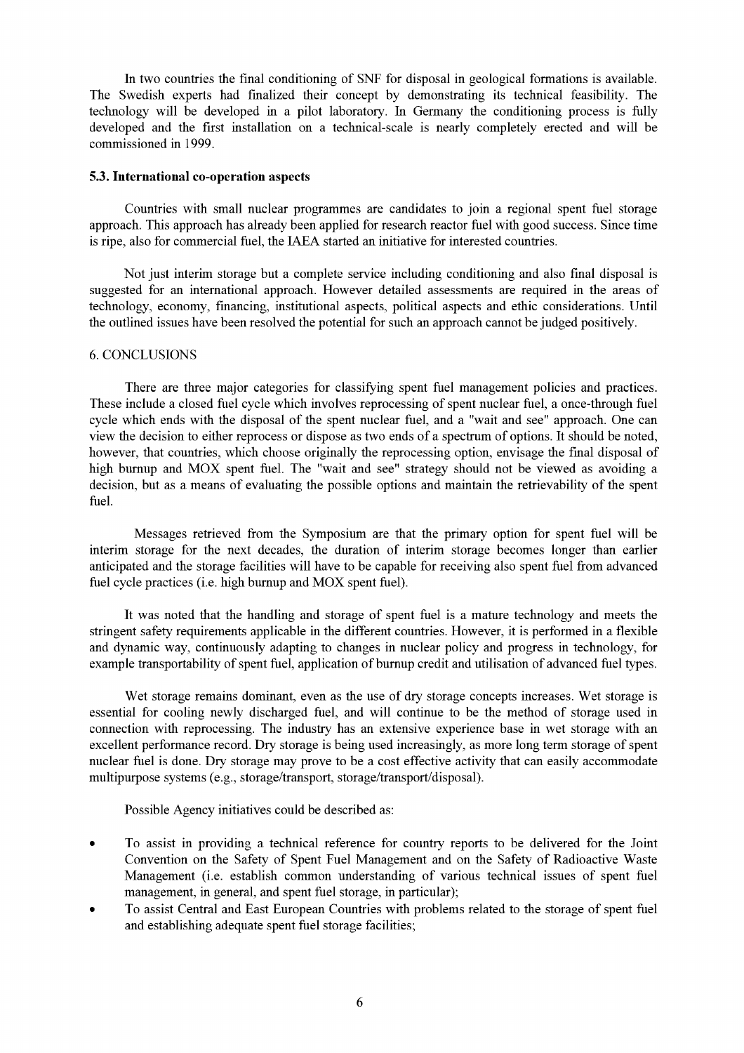In two countries the final conditioning of SNF for disposal in geological formations is available. The Swedish experts had finalized their concept by demonstrating its technical feasibility. The technology will be developed in a pilot laboratory. In Germany the conditioning process is fully developed and the first installation on a technical-scale is nearly completely erected and will be commissioned in 1999.

### 5.3. International co-operation aspects

Countries with small nuclear programmes are candidates to join a regional spent fuel storage approach. This approach has already been applied for research reactor fuel with good success. Since time is ripe, also for commercial fuel, the IAEA started an initiative for interested countries.

Not just interim storage but a complete service including conditioning and also final disposal is suggested for an international approach. However detailed assessments are required in the areas of technology, economy, financing, institutional aspects, political aspects and ethic considerations. Until the outlined issues have been resolved the potential for such an approach cannot be judged positively.

## 6. CONCLUSIONS

There are three major categories for classifying spent fuel management policies and practices. These include a closed fuel cycle which involves reprocessing of spent nuclear fuel, a once-through fuel cycle which ends with the disposal of the spent nuclear fuel, and a "wait and see" approach. One can view the decision to either reprocess or dispose as two ends of a spectrum of options. It should be noted, however, that countries, which choose originally the reprocessing option, envisage the final disposal of high burnup and MOX spent fuel. The "wait and see" strategy should not be viewed as avoiding a decision, but as a means of evaluating the possible options and maintain the retrievability of the spent fuel.

Messages retrieved from the Symposium are that the primary option for spent fuel will be interim storage for the next decades, the duration of interim storage becomes longer than earlier anticipated and the storage facilities will have to be capable for receiving also spent fuel from advanced fuel cycle practices (i.e. high burnup and MOX spent fuel).

It was noted that the handling and storage of spent fuel is a mature technology and meets the stringent safety requirements applicable in the different countries. However, it is performed in a flexible and dynamic way, continuously adapting to changes in nuclear policy and progress in technology, for example transportability of spent fuel, application of burnup credit and utilisation of advanced fuel types.

Wet storage remains dominant, even as the use of dry storage concepts increases. Wet storage is essential for cooling newly discharged fuel, and will continue to be the method of storage used in connection with reprocessing. The industry has an extensive experience base in wet storage with an excellent performance record. Dry storage is being used increasingly, as more long term storage of spent nuclear fuel is done. Dry storage may prove to be a cost effective activity that can easily accommodate multipurpose systems (e.g., storage/transport, storage/transport/disposal).

Possible Agency initiatives could be described as:

- To assist in providing a technical reference for country reports to be delivered for the Joint Convention on the Safety of Spent Fuel Management and on the Safety of Radioactive Waste Management (i.e. establish common understanding of various technical issues of spent fuel management, in general, and spent fuel storage, in particular);
- To assist Central and East European Countries with problems related to the storage of spent fuel and establishing adequate spent fuel storage facilities;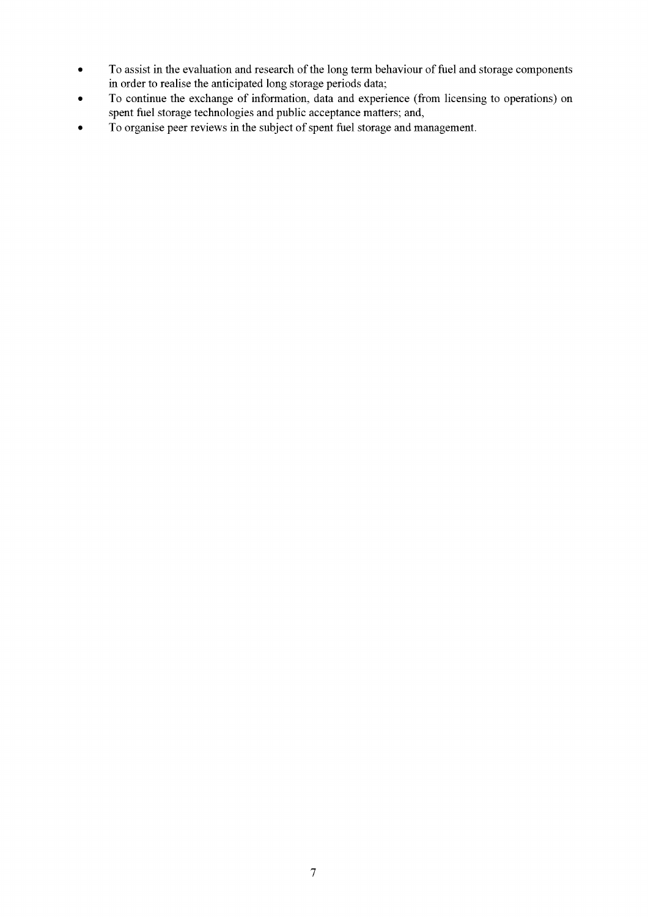- To assist in the evaluation and research of the long term behaviour of fuel and storage components in order to realise the anticipated long storage periods data;
- To continue the exchange of information, data and experience (from licensing to operations) on spent fuel storage technologies and public acceptance matters; and,
- To organise peer reviews in the subject of spent fuel storage and management.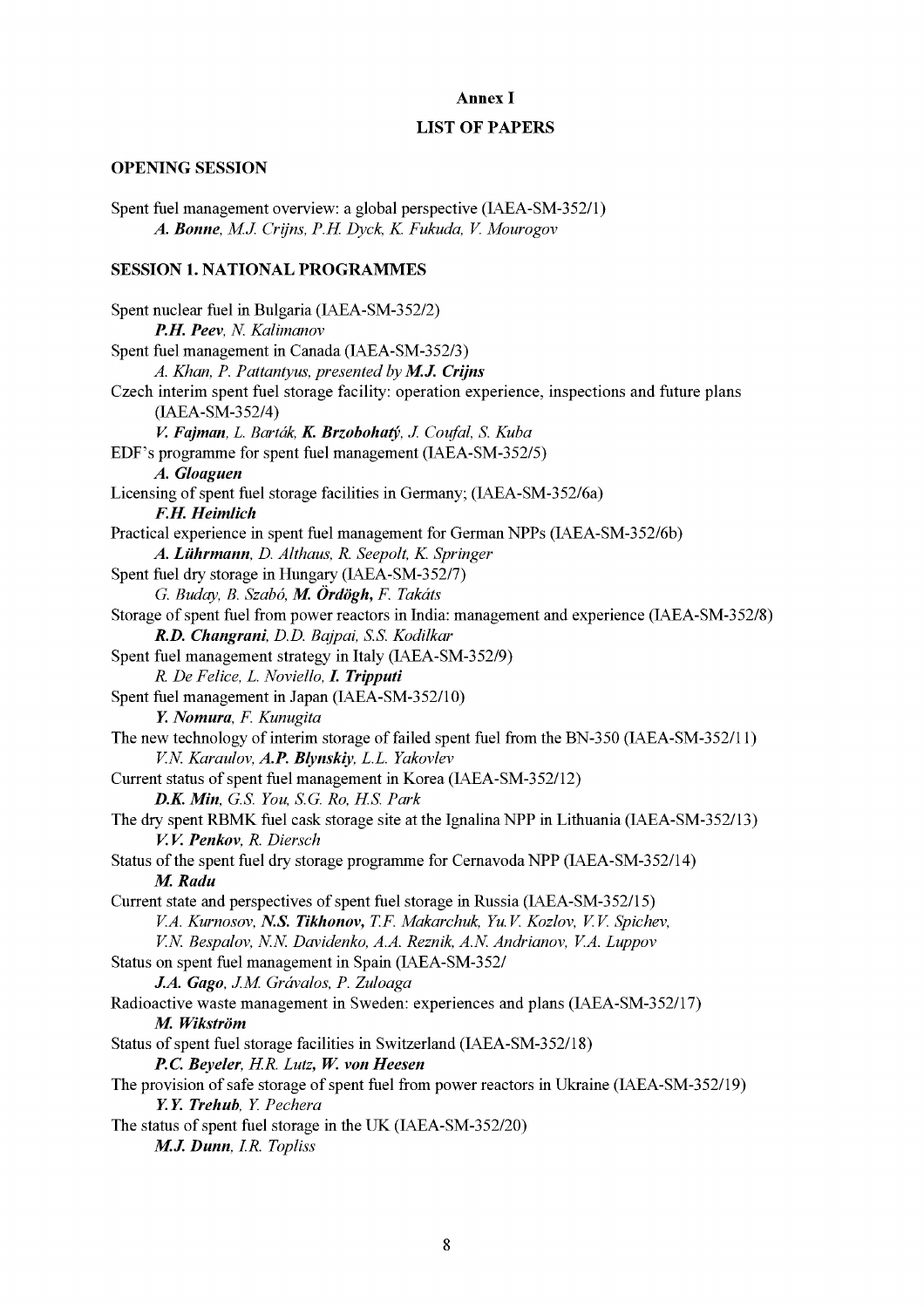# Annex I

## LIST OF PAPERS

### OPENING SESSION

Spent fuel management overview: a global perspective (IAEA-SM-352/1)
*__A. Bonne__, M.J. Crijns, P.H. Dyck, K. Fukuda, V. Mourogov*

### SESSION 1. NATIONAL PROGRAMMES

Spent nuclear fuel in Bulgaria (IAEA-SM-352/2)
*__P.H. Peev__, N. Kalimanov*

Spent fuel management in Canada (IAEA-SM-352/3)
*A. Khan, P. Pattantyus, presented by __M.J. Crijns__*

Czech interim spent fuel storage facility: operation experience, inspections and future plans (IAEA-SM-352/4)
*__V. Fajman__, L. Barták, __K. Brzobohatý__, J. Coufal, S. Kuba*

EDF's programme for spent fuel management (IAEA-SM-352/5)
*__A. Gloaguen__*

Licensing of spent fuel storage facilities in Germany; (IAEA-SM-352/6a)
*__F.H. Heimlich__*

Practical experience in spent fuel management for German NPPs (IAEA-SM-352/6b)
*__A. Lührmann__, D. Althaus, R. Seepolt, K. Springer*

Spent fuel dry storage in Hungary (IAEA-SM-352/7)
*G. Buday, B. Szabó, __M. Ördögh,__ F. Takáts*

Storage of spent fuel from power reactors in India: management and experience (IAEA-SM-352/8)
*__R.D. Changrani__, D.D. Bajpai, S.S. Kodilkar*

Spent fuel management strategy in Italy (IAEA-SM-352/9)
*R. De Felice, L. Noviello, __I. Tripputi__*

Spent fuel management in Japan (IAEA-SM-352/10)
*__Y. Nomura__, F. Kunugita*

The new technology of interim storage of failed spent fuel from the BN-350 (IAEA-SM-352/11)
*V.N. Karaulov, __A.P. Blynskiy__, L.L. Yakovlev*

Current status of spent fuel management in Korea (IAEA-SM-352/12)
*__D.K. Min__, G.S. You, S.G. Ro, H.S. Park*

The dry spent RBMK fuel cask storage site at the Ignalina NPP in Lithuania (IAEA-SM-352/13)
*__V.V. Penkov__, R. Diersch*

Status of the spent fuel dry storage programme for Cernavoda NPP (IAEA-SM-352/14)
*__M. Radu__*

Current state and perspectives of spent fuel storage in Russia (IAEA-SM-352/15)
*V.A. Kurnosov, __N.S. Tikhonov,__ T.F. Makarchuk, Yu.V. Kozlov, V.V. Spichev, V.N. Bespalov, N.N. Davidenko, A.A. Reznik, A.N. Andrianov, V.A. Luppov*

Status on spent fuel management in Spain (IAEA-SM-352/
*__J.A. Gago__, J.M. Grávalos, P. Zuloaga*

Radioactive waste management in Sweden: experiences and plans (IAEA-SM-352/17)
*__M. Wikström__*

Status of spent fuel storage facilities in Switzerland (IAEA-SM-352/18)
*__P.C. Beyeler__, H.R. Lutz, __W. von Heesen__*

The provision of safe storage of spent fuel from power reactors in Ukraine (IAEA-SM-352/19)
*__Y.Y. Trehub__, Y. Pechera*

The status of spent fuel storage in the UK (IAEA-SM-352/20)
*__M.J. Dunn__, I.R. Topliss*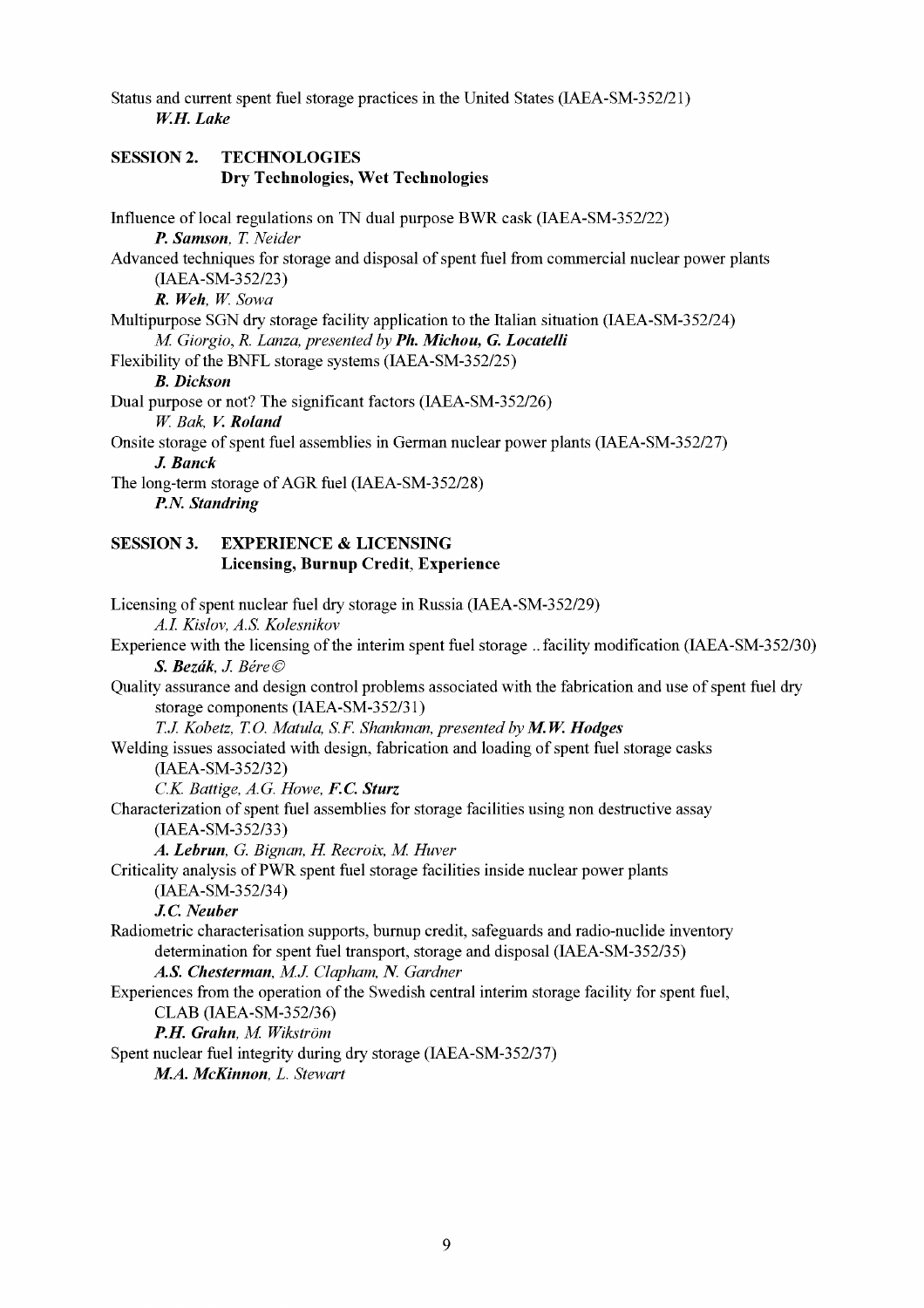Status and current spent fuel storage practices in the United States (IAEA-SM-352/21)
*__W.H. Lake__*

## SESSION 2. TECHNOLOGIES
### Dry Technologies, Wet Technologies

Influence of local regulations on TN dual purpose BWR cask (IAEA-SM-352/22)
*__P. Samson__, T. Neider*

Advanced techniques for storage and disposal of spent fuel from commercial nuclear power plants (IAEA-SM-352/23)
*__R. Weh__, W. Sowa*

Multipurpose SGN dry storage facility application to the Italian situation (IAEA-SM-352/24)
*M. Giorgio, R. Lanza, presented by __Ph. Michou, G. Locatelli__*

Flexibility of the BNFL storage systems (IAEA-SM-352/25)
*__B. Dickson__*

Dual purpose or not? The significant factors (IAEA-SM-352/26)
*W. Bak, __V. Roland__*

Onsite storage of spent fuel assemblies in German nuclear power plants (IAEA-SM-352/27)
*__J. Banck__*

The long-term storage of AGR fuel (IAEA-SM-352/28)
*__P.N. Standring__*

## SESSION 3. EXPERIENCE & LICENSING
### Licensing, Burnup Credit, Experience

Licensing of spent nuclear fuel dry storage in Russia (IAEA-SM-352/29)
*A.I. Kislov, A.S. Kolesnikov*

Experience with the licensing of the interim spent fuel storage .. facility modification (IAEA-SM-352/30)
*__S. Bezák__, J. Bére©*

Quality assurance and design control problems associated with the fabrication and use of spent fuel dry storage components (IAEA-SM-352/31)
*T.J. Kobetz, T.O. Matula, S.F. Shankman, presented by __M.W. Hodges__*

Welding issues associated with design, fabrication and loading of spent fuel storage casks (IAEA-SM-352/32)
*C.K. Battige, A.G. Howe, __F.C. Sturz__*

Characterization of spent fuel assemblies for storage facilities using non destructive assay (IAEA-SM-352/33)
*__A. Lebrun__, G. Bignan, H. Recroix, M. Huver*

Criticality analysis of PWR spent fuel storage facilities inside nuclear power plants (IAEA-SM-352/34)
*__J.C. Neuber__*

Radiometric characterisation supports, burnup credit, safeguards and radio-nuclide inventory determination for spent fuel transport, storage and disposal (IAEA-SM-352/35)
*__A.S. Chesterman__, M.J. Clapham, N. Gardner*

Experiences from the operation of the Swedish central interim storage facility for spent fuel, CLAB (IAEA-SM-352/36)
*__P.H. Grahn__, M. Wikström*

Spent nuclear fuel integrity during dry storage (IAEA-SM-352/37)
*__M.A. McKinnon__, L. Stewart*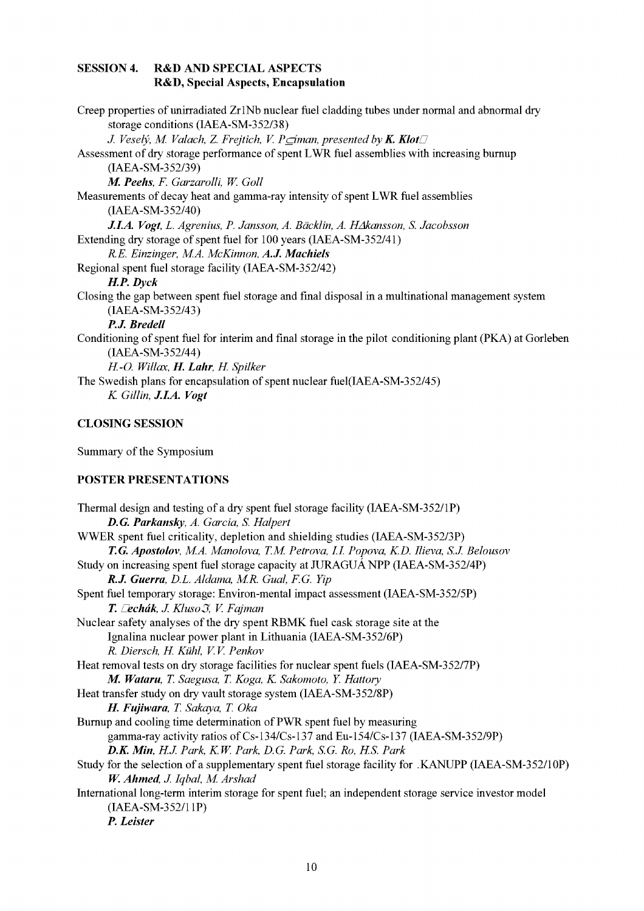## SESSION 4. R&D AND SPECIAL ASPECTS
### R&D, Special Aspects, Encapsulation

Creep properties of unirradiated Zr1Nb nuclear fuel cladding tubes under normal and abnormal dry storage conditions (IAEA-SM-352/38)
*J. Veselý, M. Valach, Z. Frejtich, V. P□íman, presented by* ***K. Klot□***

Assessment of dry storage performance of spent LWR fuel assemblies with increasing burnup (IAEA-SM-352/39)
***M. Peehs****, F. Garzarolli, W. Goll*

Measurements of decay heat and gamma-ray intensity of spent LWR fuel assemblies (IAEA-SM-352/40)
***J.I.A. Vogt****, L. Agrenius, P. Jansson, A. Bäcklin, A. H∆kansson, S. Jacobsson*

Extending dry storage of spent fuel for 100 years (IAEA-SM-352/41)
*R.E. Einzinger, M.A. McKinnon,* ***A.J. Machiels***

Regional spent fuel storage facility (IAEA-SM-352/42)
***H.P. Dyck***

Closing the gap between spent fuel storage and final disposal in a multinational management system (IAEA-SM-352/43)
***P.J. Bredell***

Conditioning of spent fuel for interim and final storage in the pilot conditioning plant (PKA) at Gorleben (IAEA-SM-352/44)
*H.-O. Willax,* ***H. Lahr****, H. Spilker*

The Swedish plans for encapsulation of spent nuclear fuel(IAEA-SM-352/45)
*K. Gillin,* ***J.I.A. Vogt***

## CLOSING SESSION

Summary of the Symposium

## POSTER PRESENTATIONS

Thermal design and testing of a dry spent fuel storage facility (IAEA-SM-352/1P)
***D.G. Parkansky****, A. Garcia, S. Halpert*

WWER spent fuel criticality, depletion and shielding studies (IAEA-SM-352/3P)
***T.G. Apostolov****, M.A. Manolova, T.M. Petrova, I.I. Popova, K.D. Ilieva, S.J. Belousov*

Study on increasing spent fuel storage capacity at JURAGUÁ NPP (IAEA-SM-352/4P)
***R.J. Guerra****, D.L. Aldama, M.R. Gual, F.G. Yip*

Spent fuel temporary storage: Environ-mental impact assessment (IAEA-SM-352/5P)
***T. □echák****, J. Kluso□, V. Fajman*

Nuclear safety analyses of the dry spent RBMK fuel cask storage site at the Ignalina nuclear power plant in Lithuania (IAEA-SM-352/6P)
*R. Diersch, H. Kühl, V.V. Penkov*

Heat removal tests on dry storage facilities for nuclear spent fuels (IAEA-SM-352/7P)
***M. Wataru****, T. Saegusa, T. Koga, K. Sakomoto, Y. Hattory*

Heat transfer study on dry vault storage system (IAEA-SM-352/8P)
***H. Fujiwara****, T. Sakaya, T. Oka*

Burnup and cooling time determination of PWR spent fuel by measuring gamma-ray activity ratios of Cs-134/Cs-137 and Eu-154/Cs-137 (IAEA-SM-352/9P)
***D.K. Min****, H.J. Park, K.W. Park, D.G. Park, S.G. Ro, H.S. Park*

Study for the selection of a supplementary spent fuel storage facility for .KANUPP (IAEA-SM-352/10P)
***W. Ahmed****, J. Iqbal, M. Arshad*

International long-term interim storage for spent fuel; an independent storage service investor model (IAEA-SM-352/11P)
***P. Leister***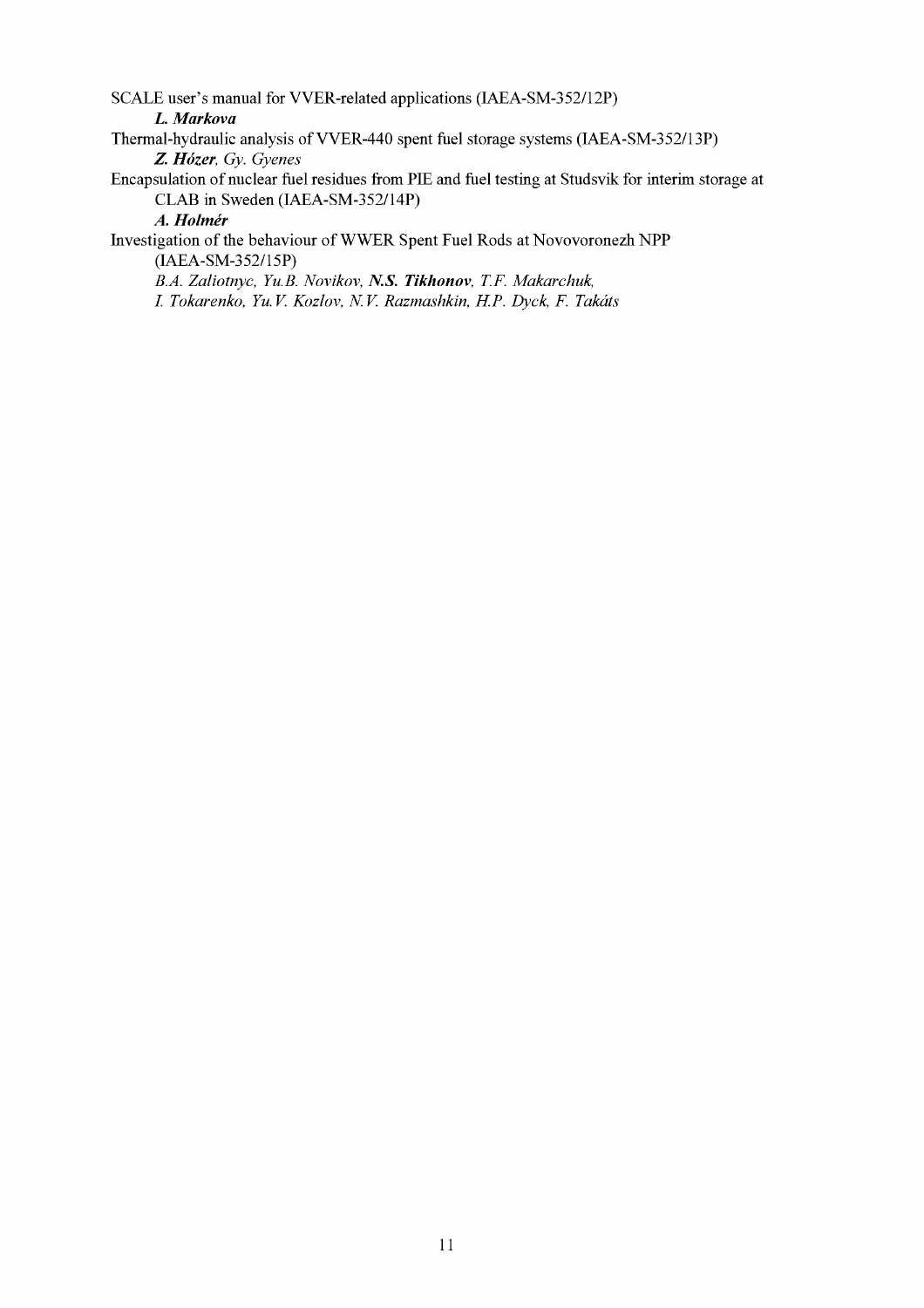SCALE user's manual for VVER-related applications (IAEA-SM-352/12P)

*L. Markova*

Thermal-hydraulic analysis of VVER-440 spent fuel storage systems (IAEA-SM-352/13P)

***Z. Hózer**, Gy. Gyenes*

Encapsulation of nuclear fuel residues from PIE and fuel testing at Studsvik for interim storage at CLAB in Sweden (IAEA-SM-352/14P)

*A. Holmér*

Investigation of the behaviour of WWER Spent Fuel Rods at Novovoronezh NPP (IAEA-SM-352/15P)

*B.A. Zaliotnyc, Yu.B. Novikov, **N.S. Tikhonov**, T.F. Makarchuk, I. Tokarenko, Yu.V. Kozlov, N.V. Razmashkin, H.P. Dyck, F. Takáts*